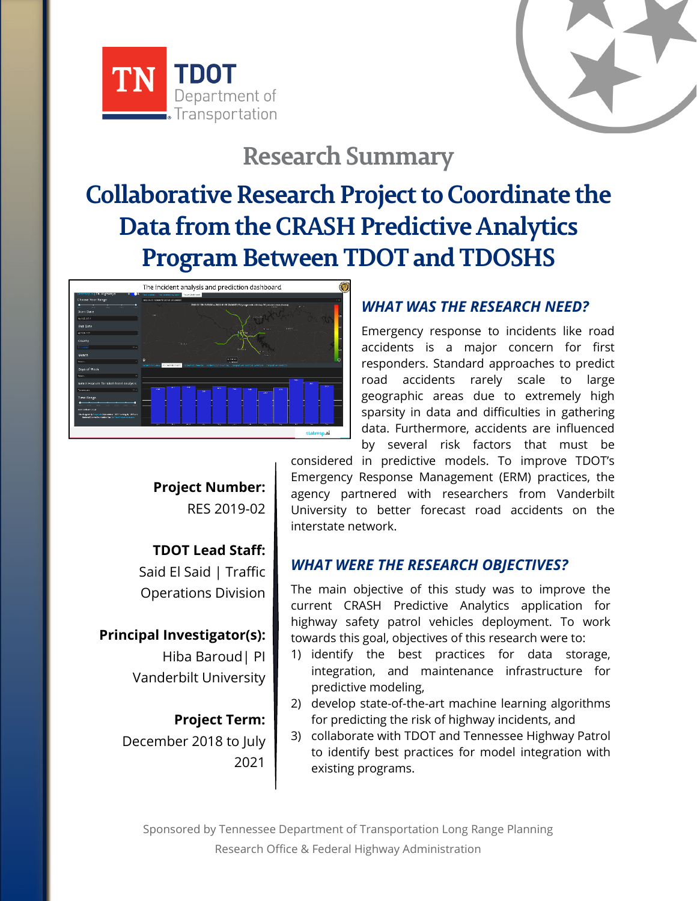# Research Summary

# Collaborative Research Project to Coordinate the Data from the CRASH Predictive Analytics Program Between TDOT and TDOSHS

**Project Number:**
RES 2019-02

**TDOT Lead Staff:**
Said El Said | Traffic Operations Division

**Principal Investigator(s):**
Hiba Baroud| PI
Vanderbilt University

**Project Term:**
December 2018 to July 2021

## *WHAT WAS THE RESEARCH NEED?*

Emergency response to incidents like road accidents is a major concern for first responders. Standard approaches to predict road accidents rarely scale to large geographic areas due to extremely high sparsity in data and difficulties in gathering data. Furthermore, accidents are influenced by several risk factors that must be considered in predictive models. To improve TDOT's Emergency Response Management (ERM) practices, the agency partnered with researchers from Vanderbilt University to better forecast road accidents on the interstate network.

## *WHAT WERE THE RESEARCH OBJECTIVES?*

The main objective of this study was to improve the current CRASH Predictive Analytics application for highway safety patrol vehicles deployment. To work towards this goal, objectives of this research were to:

1) identify the best practices for data storage, integration, and maintenance infrastructure for predictive modeling,
2) develop state-of-the-art machine learning algorithms for predicting the risk of highway incidents, and
3) collaborate with TDOT and Tennessee Highway Patrol to identify best practices for model integration with existing programs.

Sponsored by Tennessee Department of Transportation Long Range Planning Research Office & Federal Highway Administration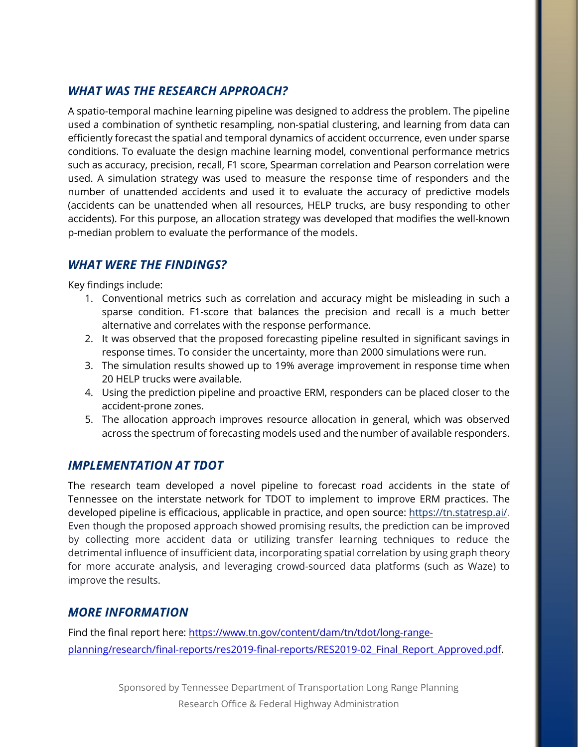## *WHAT WAS THE RESEARCH APPROACH?*

A spatio-temporal machine learning pipeline was designed to address the problem. The pipeline used a combination of synthetic resampling, non-spatial clustering, and learning from data can efficiently forecast the spatial and temporal dynamics of accident occurrence, even under sparse conditions. To evaluate the design machine learning model, conventional performance metrics such as accuracy, precision, recall, F1 score, Spearman correlation and Pearson correlation were used. A simulation strategy was used to measure the response time of responders and the number of unattended accidents and used it to evaluate the accuracy of predictive models (accidents can be unattended when all resources, HELP trucks, are busy responding to other accidents). For this purpose, an allocation strategy was developed that modifies the well-known p-median problem to evaluate the performance of the models.

## *WHAT WERE THE FINDINGS?*

Key findings include:

1. Conventional metrics such as correlation and accuracy might be misleading in such a sparse condition. F1-score that balances the precision and recall is a much better alternative and correlates with the response performance.
2. It was observed that the proposed forecasting pipeline resulted in significant savings in response times. To consider the uncertainty, more than 2000 simulations were run.
3. The simulation results showed up to 19% average improvement in response time when 20 HELP trucks were available.
4. Using the prediction pipeline and proactive ERM, responders can be placed closer to the accident-prone zones.
5. The allocation approach improves resource allocation in general, which was observed across the spectrum of forecasting models used and the number of available responders.

## *IMPLEMENTATION AT TDOT*

The research team developed a novel pipeline to forecast road accidents in the state of Tennessee on the interstate network for TDOT to implement to improve ERM practices. The developed pipeline is efficacious, applicable in practice, and open source: https://tn.statresp.ai/. Even though the proposed approach showed promising results, the prediction can be improved by collecting more accident data or utilizing transfer learning techniques to reduce the detrimental influence of insufficient data, incorporating spatial correlation by using graph theory for more accurate analysis, and leveraging crowd-sourced data platforms (such as Waze) to improve the results.

## *MORE INFORMATION*

Find the final report here: https://www.tn.gov/content/dam/tn/tdot/long-range-planning/research/final-reports/res2019-final-reports/RES2019-02_Final_Report_Approved.pdf.

Sponsored by Tennessee Department of Transportation Long Range Planning Research Office & Federal Highway Administration